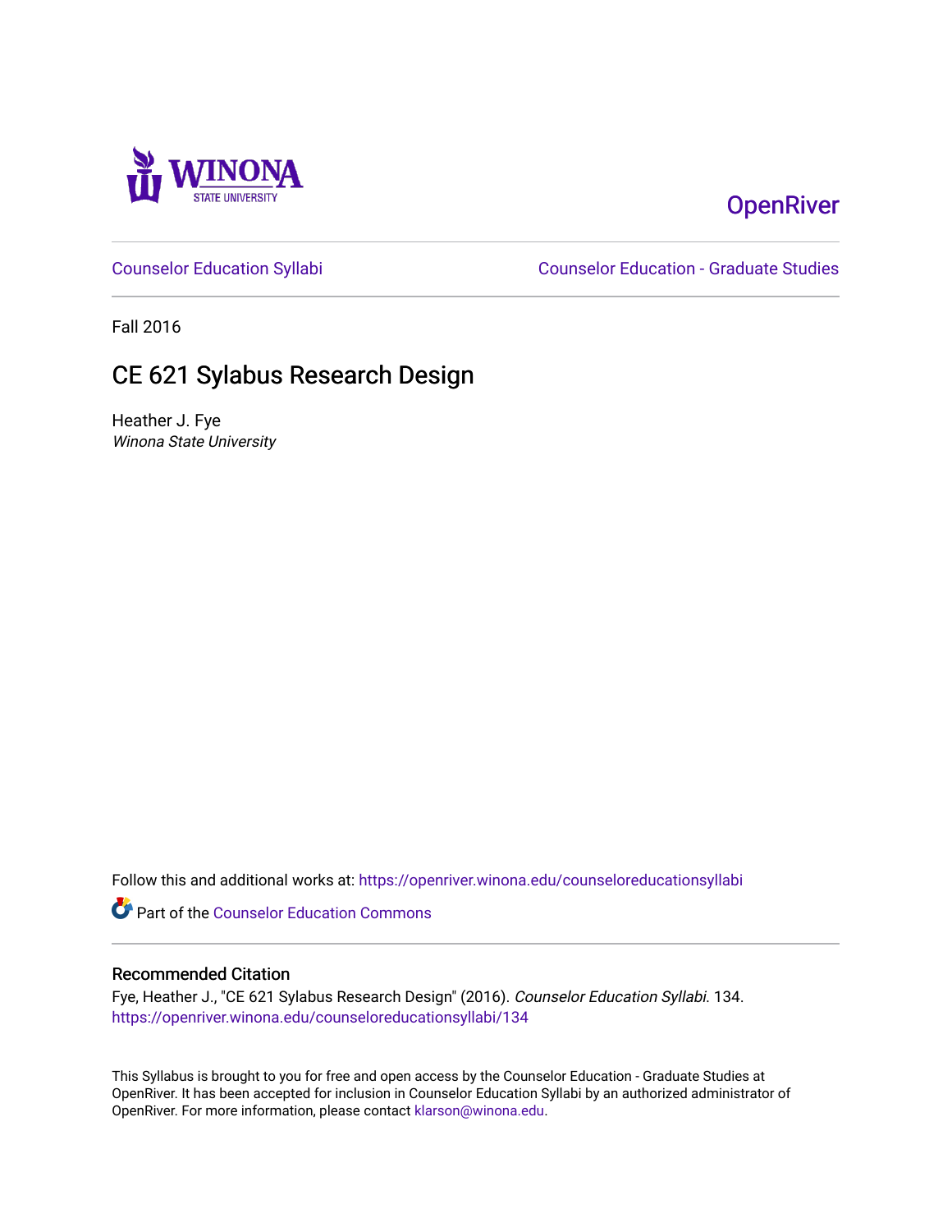Winona State University

OpenRiver

Counselor Education Syllabi | Counselor Education - Graduate Studies

Fall 2016

# CE 621 Sylabus Research Design

Heather J. Fye

*Winona State University*

Follow this and additional works at: https://openriver.winona.edu/counseloreducationsyllabi

Part of the Counselor Education Commons

## Recommended Citation

Fye, Heather J., "CE 621 Sylabus Research Design" (2016). *Counselor Education Syllabi*. 134.
https://openriver.winona.edu/counseloreducationsyllabi/134

This Syllabus is brought to you for free and open access by the Counselor Education - Graduate Studies at OpenRiver. It has been accepted for inclusion in Counselor Education Syllabi by an authorized administrator of OpenRiver. For more information, please contact klarson@winona.edu.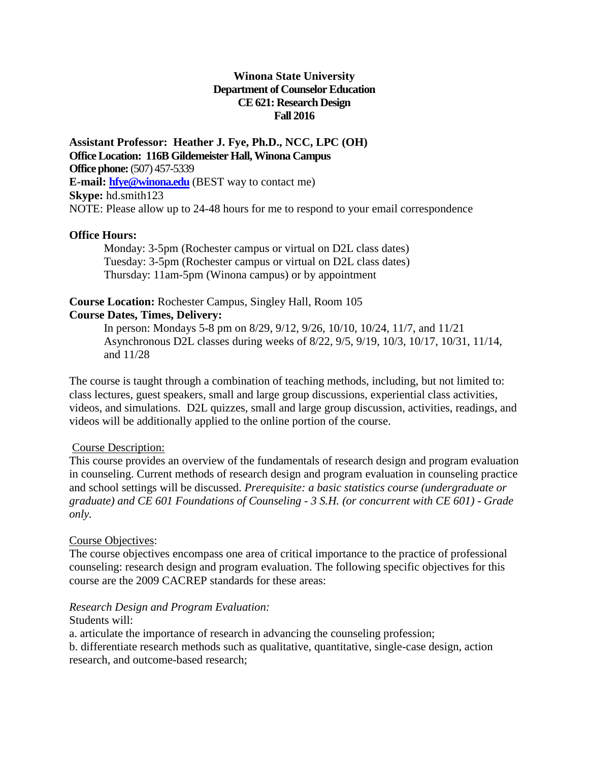**Winona State University**
**Department of Counselor Education**
**CE 621: Research Design**
**Fall 2016**

**Assistant Professor: Heather J. Fye, Ph.D., NCC, LPC (OH)**
**Office Location: 116B Gildemeister Hall, Winona Campus**
**Office phone:** (507) 457-5339
**E-mail: [hfye@winona.edu](mailto:hfye@winona.edu)** (BEST way to contact me)
**Skype:** hd.smith123
NOTE: Please allow up to 24-48 hours for me to respond to your email correspondence

**Office Hours:**

Monday: 3-5pm (Rochester campus or virtual on D2L class dates)
Tuesday: 3-5pm (Rochester campus or virtual on D2L class dates)
Thursday: 11am-5pm (Winona campus) or by appointment

**Course Location:** Rochester Campus, Singley Hall, Room 105
**Course Dates, Times, Delivery:**

In person: Mondays 5-8 pm on 8/29, 9/12, 9/26, 10/10, 10/24, 11/7, and 11/21
Asynchronous D2L classes during weeks of 8/22, 9/5, 9/19, 10/3, 10/17, 10/31, 11/14, and 11/28

The course is taught through a combination of teaching methods, including, but not limited to: class lectures, guest speakers, small and large group discussions, experiential class activities, videos, and simulations. D2L quizzes, small and large group discussion, activities, readings, and videos will be additionally applied to the online portion of the course.

Course Description:

This course provides an overview of the fundamentals of research design and program evaluation in counseling. Current methods of research design and program evaluation in counseling practice and school settings will be discussed. *Prerequisite: a basic statistics course (undergraduate or graduate) and CE 601 Foundations of Counseling - 3 S.H. (or concurrent with CE 601) - Grade only.*

Course Objectives:

The course objectives encompass one area of critical importance to the practice of professional counseling: research design and program evaluation. The following specific objectives for this course are the 2009 CACREP standards for these areas:

*Research Design and Program Evaluation:*

Students will:

a. articulate the importance of research in advancing the counseling profession;
b. differentiate research methods such as qualitative, quantitative, single-case design, action research, and outcome-based research;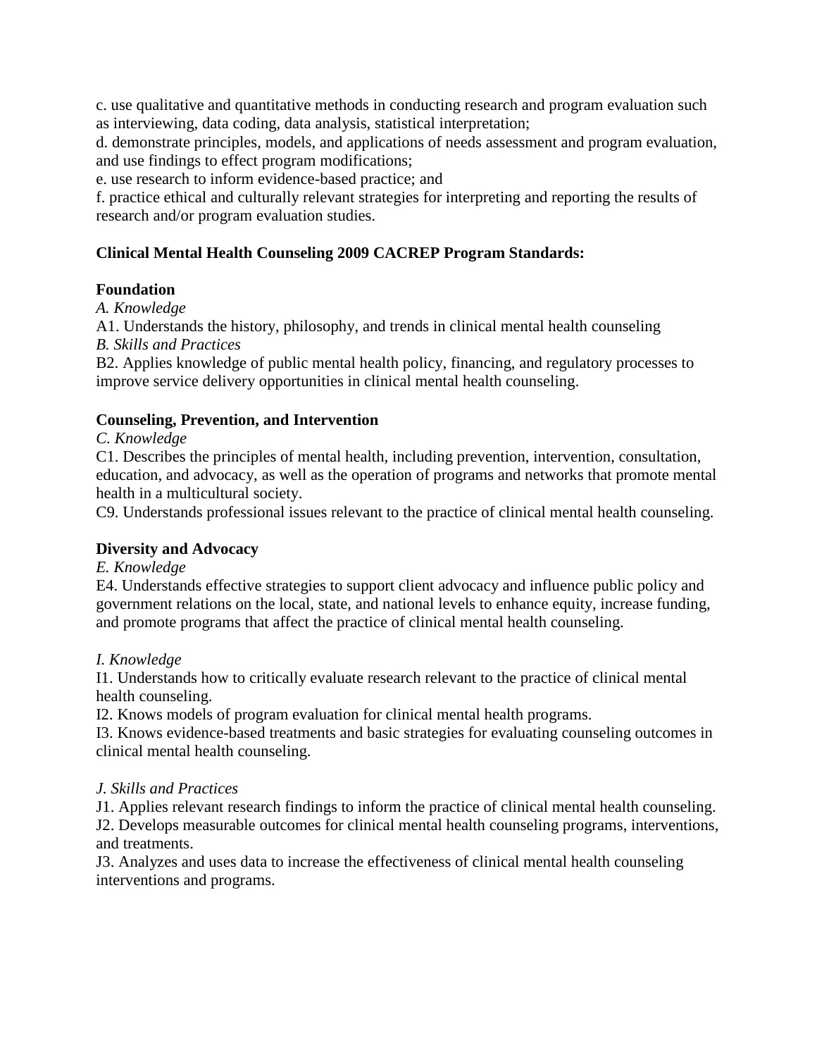c. use qualitative and quantitative methods in conducting research and program evaluation such as interviewing, data coding, data analysis, statistical interpretation;

d. demonstrate principles, models, and applications of needs assessment and program evaluation, and use findings to effect program modifications;

e. use research to inform evidence-based practice; and

f. practice ethical and culturally relevant strategies for interpreting and reporting the results of research and/or program evaluation studies.

**Clinical Mental Health Counseling 2009 CACREP Program Standards:**

**Foundation**

*A. Knowledge*

A1. Understands the history, philosophy, and trends in clinical mental health counseling

*B. Skills and Practices*

B2. Applies knowledge of public mental health policy, financing, and regulatory processes to improve service delivery opportunities in clinical mental health counseling.

**Counseling, Prevention, and Intervention**

*C. Knowledge*

C1. Describes the principles of mental health, including prevention, intervention, consultation, education, and advocacy, as well as the operation of programs and networks that promote mental health in a multicultural society.

C9. Understands professional issues relevant to the practice of clinical mental health counseling.

**Diversity and Advocacy**

*E. Knowledge*

E4. Understands effective strategies to support client advocacy and influence public policy and government relations on the local, state, and national levels to enhance equity, increase funding, and promote programs that affect the practice of clinical mental health counseling.

*I. Knowledge*

I1. Understands how to critically evaluate research relevant to the practice of clinical mental health counseling.

I2. Knows models of program evaluation for clinical mental health programs.

I3. Knows evidence-based treatments and basic strategies for evaluating counseling outcomes in clinical mental health counseling.

*J. Skills and Practices*

J1. Applies relevant research findings to inform the practice of clinical mental health counseling.

J2. Develops measurable outcomes for clinical mental health counseling programs, interventions, and treatments.

J3. Analyzes and uses data to increase the effectiveness of clinical mental health counseling interventions and programs.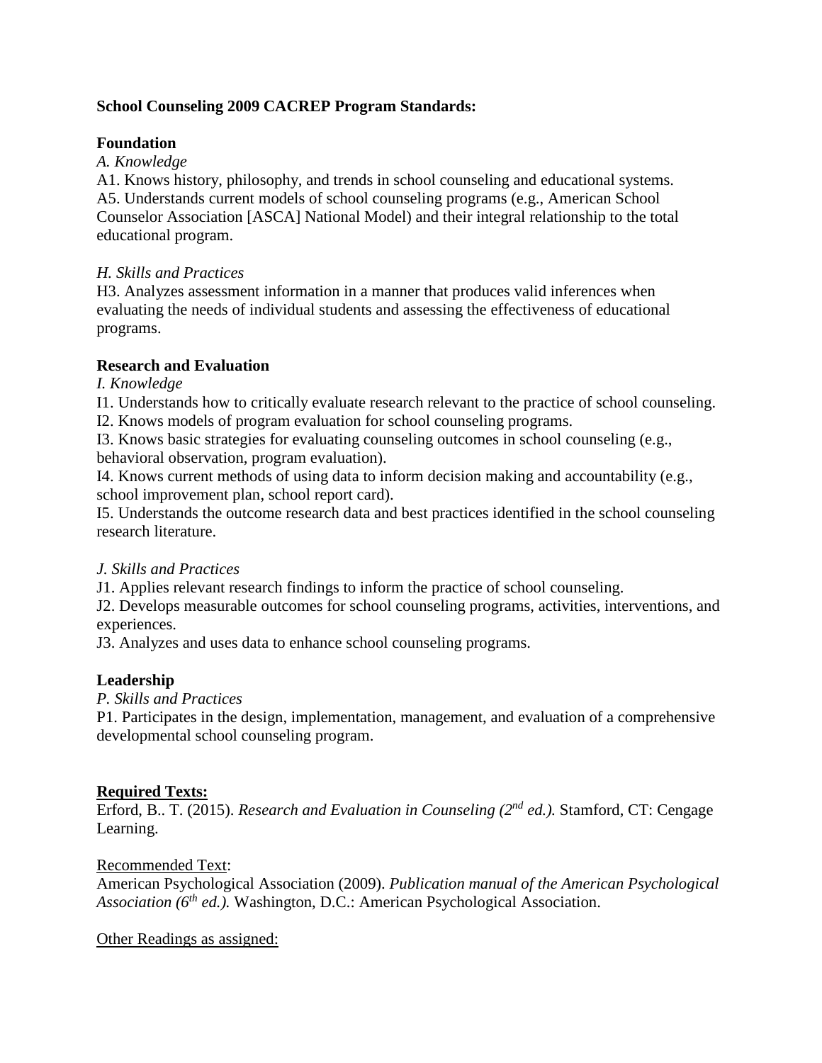**School Counseling 2009 CACREP Program Standards:**

**Foundation**

*A. Knowledge*

A1. Knows history, philosophy, and trends in school counseling and educational systems.

A5. Understands current models of school counseling programs (e.g., American School Counselor Association [ASCA] National Model) and their integral relationship to the total educational program.

*H. Skills and Practices*

H3. Analyzes assessment information in a manner that produces valid inferences when evaluating the needs of individual students and assessing the effectiveness of educational programs.

**Research and Evaluation**

*I. Knowledge*

I1. Understands how to critically evaluate research relevant to the practice of school counseling.

I2. Knows models of program evaluation for school counseling programs.

I3. Knows basic strategies for evaluating counseling outcomes in school counseling (e.g., behavioral observation, program evaluation).

I4. Knows current methods of using data to inform decision making and accountability (e.g., school improvement plan, school report card).

I5. Understands the outcome research data and best practices identified in the school counseling research literature.

*J. Skills and Practices*

J1. Applies relevant research findings to inform the practice of school counseling.

J2. Develops measurable outcomes for school counseling programs, activities, interventions, and experiences.

J3. Analyzes and uses data to enhance school counseling programs.

**Leadership**

*P. Skills and Practices*

P1. Participates in the design, implementation, management, and evaluation of a comprehensive developmental school counseling program.

**Required Texts:**

Erford, B.. T. (2015). *Research and Evaluation in Counseling (2nd ed.).* Stamford, CT: Cengage Learning.

Recommended Text:

American Psychological Association (2009). *Publication manual of the American Psychological Association (6th ed.).* Washington, D.C.: American Psychological Association.

Other Readings as assigned: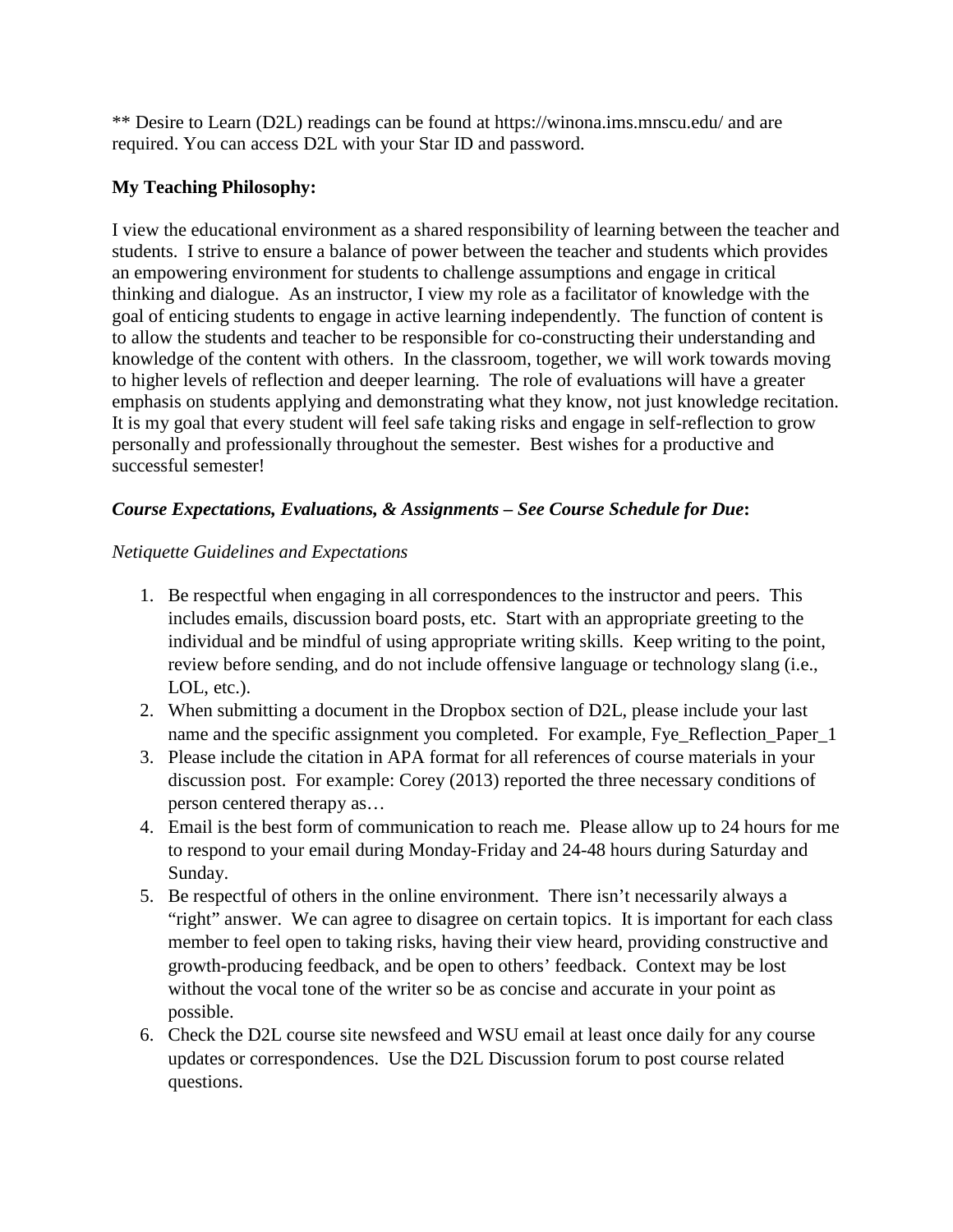** Desire to Learn (D2L) readings can be found at https://winona.ims.mnscu.edu/ and are required. You can access D2L with your Star ID and password.

**My Teaching Philosophy:**

I view the educational environment as a shared responsibility of learning between the teacher and students. I strive to ensure a balance of power between the teacher and students which provides an empowering environment for students to challenge assumptions and engage in critical thinking and dialogue. As an instructor, I view my role as a facilitator of knowledge with the goal of enticing students to engage in active learning independently. The function of content is to allow the students and teacher to be responsible for co-constructing their understanding and knowledge of the content with others. In the classroom, together, we will work towards moving to higher levels of reflection and deeper learning. The role of evaluations will have a greater emphasis on students applying and demonstrating what they know, not just knowledge recitation. It is my goal that every student will feel safe taking risks and engage in self-reflection to grow personally and professionally throughout the semester. Best wishes for a productive and successful semester!

***Course Expectations, Evaluations, & Assignments – See Course Schedule for Due*:**

*Netiquette Guidelines and Expectations*

1. Be respectful when engaging in all correspondences to the instructor and peers. This includes emails, discussion board posts, etc. Start with an appropriate greeting to the individual and be mindful of using appropriate writing skills. Keep writing to the point, review before sending, and do not include offensive language or technology slang (i.e., LOL, etc.).
2. When submitting a document in the Dropbox section of D2L, please include your last name and the specific assignment you completed. For example, Fye_Reflection_Paper_1
3. Please include the citation in APA format for all references of course materials in your discussion post. For example: Corey (2013) reported the three necessary conditions of person centered therapy as…
4. Email is the best form of communication to reach me. Please allow up to 24 hours for me to respond to your email during Monday-Friday and 24-48 hours during Saturday and Sunday.
5. Be respectful of others in the online environment. There isn't necessarily always a "right" answer. We can agree to disagree on certain topics. It is important for each class member to feel open to taking risks, having their view heard, providing constructive and growth-producing feedback, and be open to others' feedback. Context may be lost without the vocal tone of the writer so be as concise and accurate in your point as possible.
6. Check the D2L course site newsfeed and WSU email at least once daily for any course updates or correspondences. Use the D2L Discussion forum to post course related questions.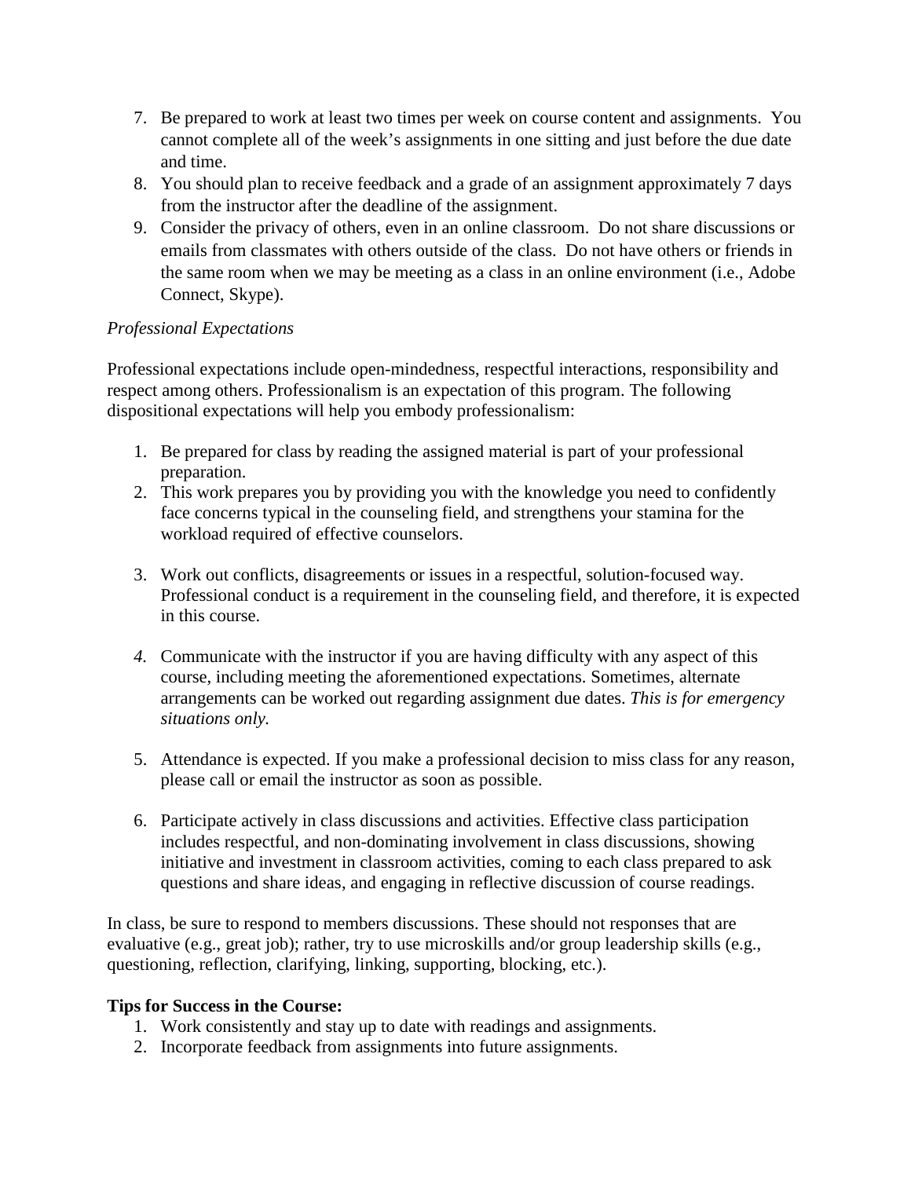7. Be prepared to work at least two times per week on course content and assignments. You cannot complete all of the week's assignments in one sitting and just before the due date and time.
8. You should plan to receive feedback and a grade of an assignment approximately 7 days from the instructor after the deadline of the assignment.
9. Consider the privacy of others, even in an online classroom. Do not share discussions or emails from classmates with others outside of the class. Do not have others or friends in the same room when we may be meeting as a class in an online environment (i.e., Adobe Connect, Skype).

*Professional Expectations*

Professional expectations include open-mindedness, respectful interactions, responsibility and respect among others. Professionalism is an expectation of this program. The following dispositional expectations will help you embody professionalism:

1. Be prepared for class by reading the assigned material is part of your professional preparation.
2. This work prepares you by providing you with the knowledge you need to confidently face concerns typical in the counseling field, and strengthens your stamina for the workload required of effective counselors.
3. Work out conflicts, disagreements or issues in a respectful, solution-focused way. Professional conduct is a requirement in the counseling field, and therefore, it is expected in this course.
4. Communicate with the instructor if you are having difficulty with any aspect of this course, including meeting the aforementioned expectations. Sometimes, alternate arrangements can be worked out regarding assignment due dates. *This is for emergency situations only.*
5. Attendance is expected. If you make a professional decision to miss class for any reason, please call or email the instructor as soon as possible.
6. Participate actively in class discussions and activities. Effective class participation includes respectful, and non-dominating involvement in class discussions, showing initiative and investment in classroom activities, coming to each class prepared to ask questions and share ideas, and engaging in reflective discussion of course readings.

In class, be sure to respond to members discussions. These should not responses that are evaluative (e.g., great job); rather, try to use microskills and/or group leadership skills (e.g., questioning, reflection, clarifying, linking, supporting, blocking, etc.).

**Tips for Success in the Course:**

1. Work consistently and stay up to date with readings and assignments.
2. Incorporate feedback from assignments into future assignments.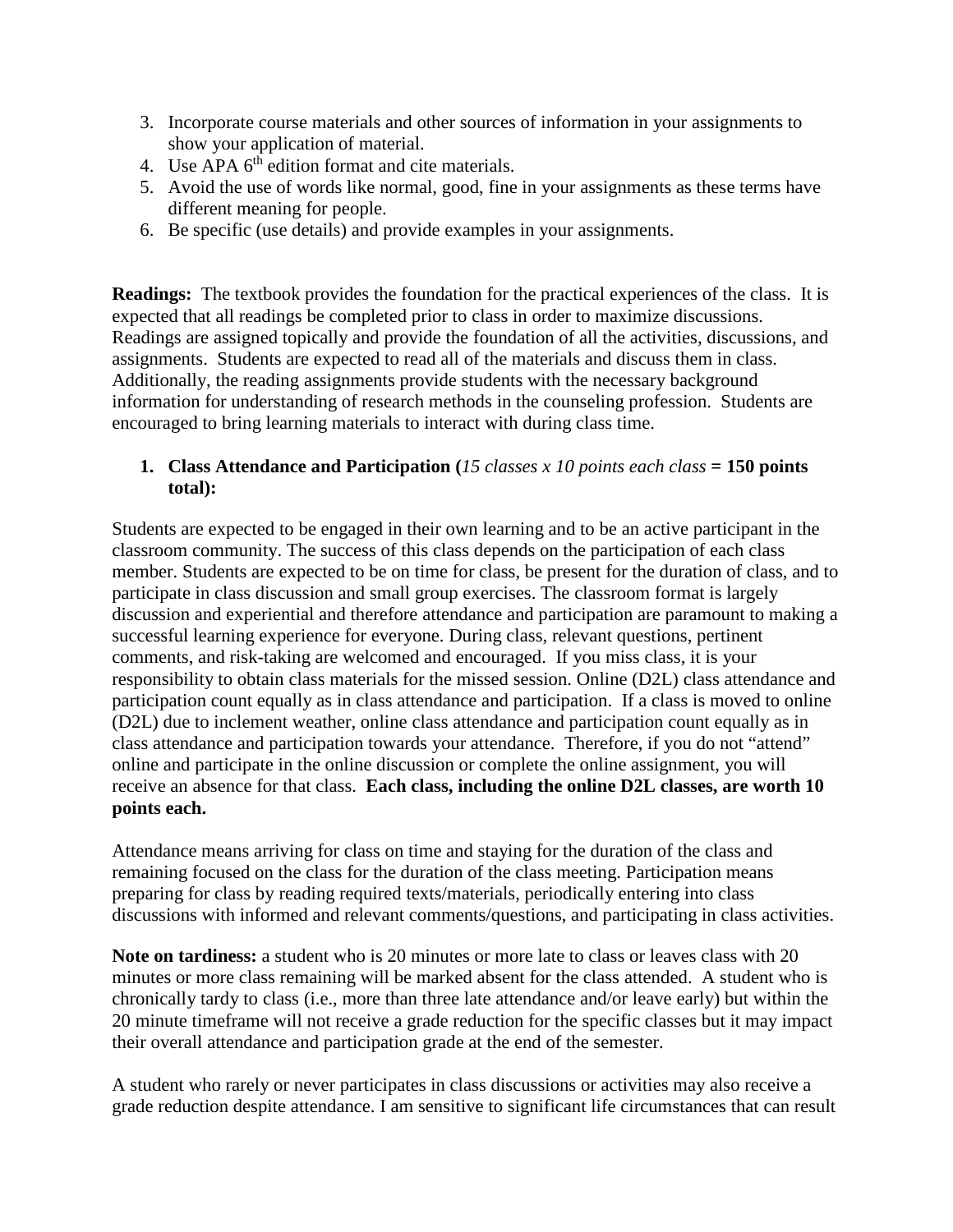3. Incorporate course materials and other sources of information in your assignments to show your application of material.
4. Use APA 6th edition format and cite materials.
5. Avoid the use of words like normal, good, fine in your assignments as these terms have different meaning for people.
6. Be specific (use details) and provide examples in your assignments.

**Readings:** The textbook provides the foundation for the practical experiences of the class. It is expected that all readings be completed prior to class in order to maximize discussions. Readings are assigned topically and provide the foundation of all the activities, discussions, and assignments. Students are expected to read all of the materials and discuss them in class. Additionally, the reading assignments provide students with the necessary background information for understanding of research methods in the counseling profession. Students are encouraged to bring learning materials to interact with during class time.

1. **Class Attendance and Participation (***15 classes x 10 points each class* **= 150 points total):**

Students are expected to be engaged in their own learning and to be an active participant in the classroom community. The success of this class depends on the participation of each class member. Students are expected to be on time for class, be present for the duration of class, and to participate in class discussion and small group exercises. The classroom format is largely discussion and experiential and therefore attendance and participation are paramount to making a successful learning experience for everyone. During class, relevant questions, pertinent comments, and risk-taking are welcomed and encouraged. If you miss class, it is your responsibility to obtain class materials for the missed session. Online (D2L) class attendance and participation count equally as in class attendance and participation. If a class is moved to online (D2L) due to inclement weather, online class attendance and participation count equally as in class attendance and participation towards your attendance. Therefore, if you do not "attend" online and participate in the online discussion or complete the online assignment, you will receive an absence for that class. **Each class, including the online D2L classes, are worth 10 points each.**

Attendance means arriving for class on time and staying for the duration of the class and remaining focused on the class for the duration of the class meeting. Participation means preparing for class by reading required texts/materials, periodically entering into class discussions with informed and relevant comments/questions, and participating in class activities.

**Note on tardiness:** a student who is 20 minutes or more late to class or leaves class with 20 minutes or more class remaining will be marked absent for the class attended. A student who is chronically tardy to class (i.e., more than three late attendance and/or leave early) but within the 20 minute timeframe will not receive a grade reduction for the specific classes but it may impact their overall attendance and participation grade at the end of the semester.

A student who rarely or never participates in class discussions or activities may also receive a grade reduction despite attendance. I am sensitive to significant life circumstances that can result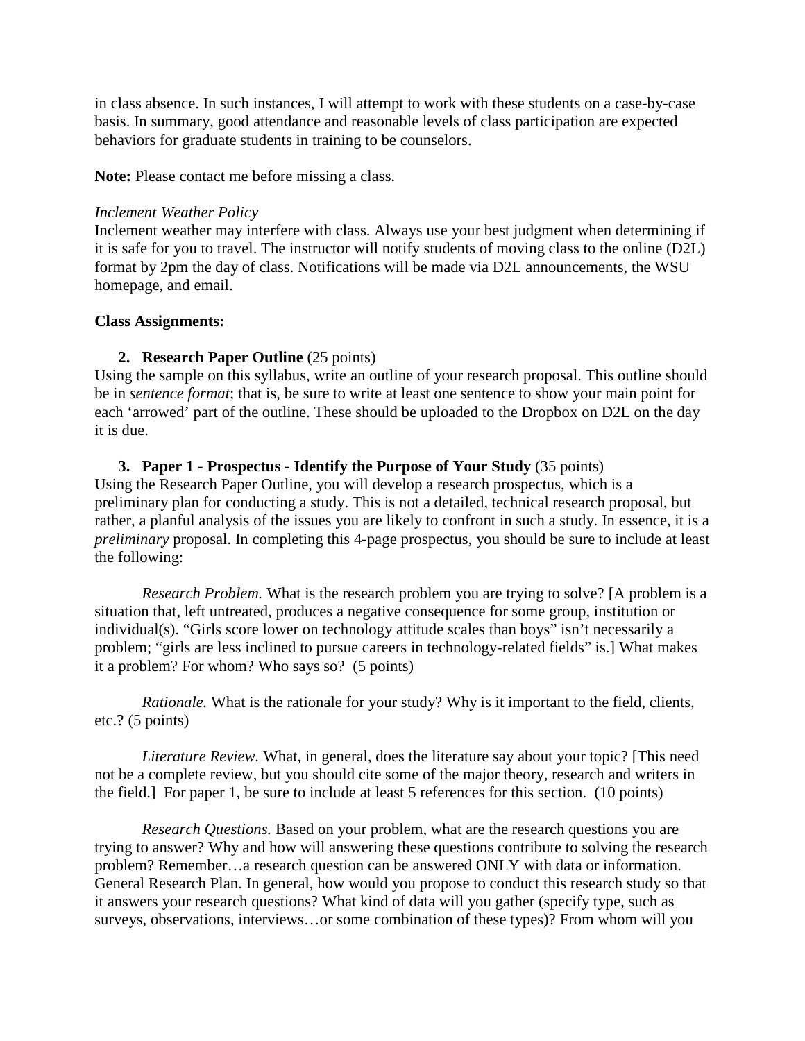in class absence. In such instances, I will attempt to work with these students on a case-by-case basis. In summary, good attendance and reasonable levels of class participation are expected behaviors for graduate students in training to be counselors.

**Note:** Please contact me before missing a class.

*Inclement Weather Policy*

Inclement weather may interfere with class. Always use your best judgment when determining if it is safe for you to travel. The instructor will notify students of moving class to the online (D2L) format by 2pm the day of class. Notifications will be made via D2L announcements, the WSU homepage, and email.

**Class Assignments:**

2. **Research Paper Outline** (25 points)

Using the sample on this syllabus, write an outline of your research proposal. This outline should be in *sentence format*; that is, be sure to write at least one sentence to show your main point for each 'arrowed' part of the outline. These should be uploaded to the Dropbox on D2L on the day it is due.

3. **Paper 1 - Prospectus - Identify the Purpose of Your Study** (35 points)

Using the Research Paper Outline, you will develop a research prospectus, which is a preliminary plan for conducting a study. This is not a detailed, technical research proposal, but rather, a planful analysis of the issues you are likely to confront in such a study. In essence, it is a *preliminary* proposal. In completing this 4-page prospectus, you should be sure to include at least the following:

*Research Problem.* What is the research problem you are trying to solve? [A problem is a situation that, left untreated, produces a negative consequence for some group, institution or individual(s). "Girls score lower on technology attitude scales than boys" isn't necessarily a problem; "girls are less inclined to pursue careers in technology-related fields" is.] What makes it a problem? For whom? Who says so? (5 points)

*Rationale.* What is the rationale for your study? Why is it important to the field, clients, etc.? (5 points)

*Literature Review.* What, in general, does the literature say about your topic? [This need not be a complete review, but you should cite some of the major theory, research and writers in the field.] For paper 1, be sure to include at least 5 references for this section. (10 points)

*Research Questions.* Based on your problem, what are the research questions you are trying to answer? Why and how will answering these questions contribute to solving the research problem? Remember…a research question can be answered ONLY with data or information. General Research Plan. In general, how would you propose to conduct this research study so that it answers your research questions? What kind of data will you gather (specify type, such as surveys, observations, interviews…or some combination of these types)? From whom will you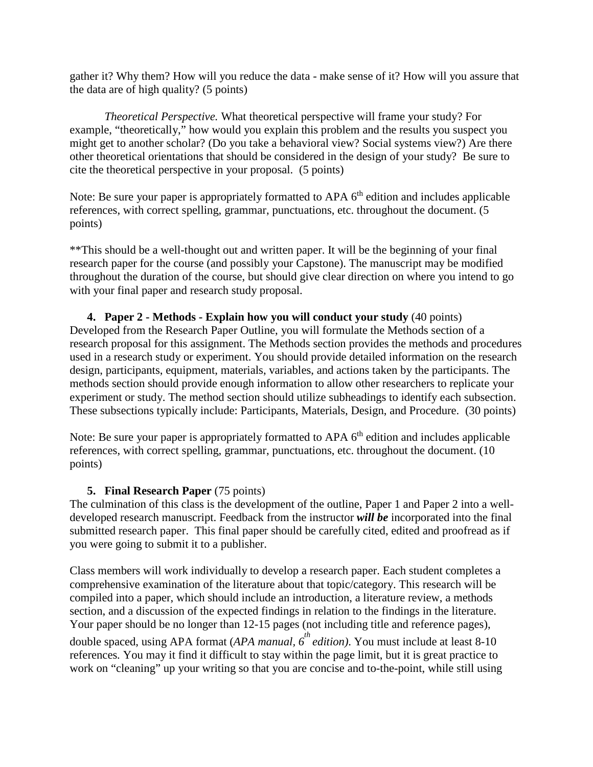gather it? Why them? How will you reduce the data - make sense of it? How will you assure that the data are of high quality? (5 points)

*Theoretical Perspective.* What theoretical perspective will frame your study? For example, "theoretically," how would you explain this problem and the results you suspect you might get to another scholar? (Do you take a behavioral view? Social systems view?) Are there other theoretical orientations that should be considered in the design of your study? Be sure to cite the theoretical perspective in your proposal. (5 points)

Note: Be sure your paper is appropriately formatted to APA 6th edition and includes applicable references, with correct spelling, grammar, punctuations, etc. throughout the document. (5 points)

**This should be a well-thought out and written paper. It will be the beginning of your final research paper for the course (and possibly your Capstone). The manuscript may be modified throughout the duration of the course, but should give clear direction on where you intend to go with your final paper and research study proposal.

4. **Paper 2 - Methods - Explain how you will conduct your study** (40 points)

Developed from the Research Paper Outline, you will formulate the Methods section of a research proposal for this assignment. The Methods section provides the methods and procedures used in a research study or experiment. You should provide detailed information on the research design, participants, equipment, materials, variables, and actions taken by the participants. The methods section should provide enough information to allow other researchers to replicate your experiment or study. The method section should utilize subheadings to identify each subsection. These subsections typically include: Participants, Materials, Design, and Procedure. (30 points)

Note: Be sure your paper is appropriately formatted to APA 6th edition and includes applicable references, with correct spelling, grammar, punctuations, etc. throughout the document. (10 points)

5. **Final Research Paper** (75 points)

The culmination of this class is the development of the outline, Paper 1 and Paper 2 into a well-developed research manuscript. Feedback from the instructor ***will be*** incorporated into the final submitted research paper. This final paper should be carefully cited, edited and proofread as if you were going to submit it to a publisher.

Class members will work individually to develop a research paper. Each student completes a comprehensive examination of the literature about that topic/category. This research will be compiled into a paper, which should include an introduction, a literature review, a methods section, and a discussion of the expected findings in relation to the findings in the literature. Your paper should be no longer than 12-15 pages (not including title and reference pages), double spaced, using APA format (*APA manual, 6th edition)*. You must include at least 8-10 references. You may it find it difficult to stay within the page limit, but it is great practice to work on "cleaning" up your writing so that you are concise and to-the-point, while still using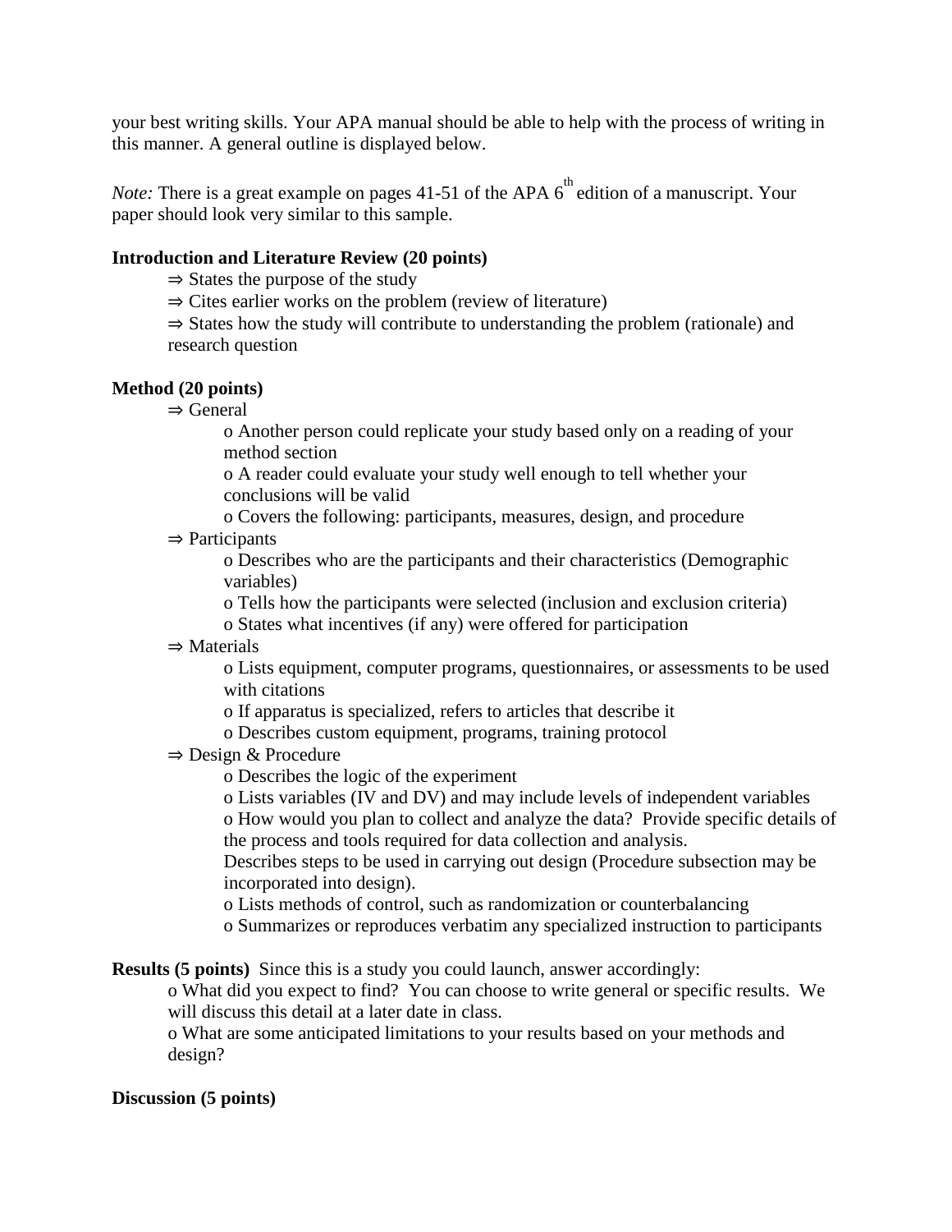your best writing skills. Your APA manual should be able to help with the process of writing in this manner. A general outline is displayed below.

*Note:* There is a great example on pages 41-51 of the APA 6th edition of a manuscript. Your paper should look very similar to this sample.

**Introduction and Literature Review (20 points)**

- ⇒ States the purpose of the study
- ⇒ Cites earlier works on the problem (review of literature)
- ⇒ States how the study will contribute to understanding the problem (rationale) and research question

**Method (20 points)**

- ⇒ General
  - o Another person could replicate your study based only on a reading of your method section
  - o A reader could evaluate your study well enough to tell whether your conclusions will be valid
  - o Covers the following: participants, measures, design, and procedure
- ⇒ Participants
  - o Describes who are the participants and their characteristics (Demographic variables)
  - o Tells how the participants were selected (inclusion and exclusion criteria)
  - o States what incentives (if any) were offered for participation
- ⇒ Materials
  - o Lists equipment, computer programs, questionnaires, or assessments to be used with citations
  - o If apparatus is specialized, refers to articles that describe it
  - o Describes custom equipment, programs, training protocol
- ⇒ Design & Procedure
  - o Describes the logic of the experiment
  - o Lists variables (IV and DV) and may include levels of independent variables
  - o How would you plan to collect and analyze the data? Provide specific details of the process and tools required for data collection and analysis.
    Describes steps to be used in carrying out design (Procedure subsection may be incorporated into design).
  - o Lists methods of control, such as randomization or counterbalancing
  - o Summarizes or reproduces verbatim any specialized instruction to participants

**Results (5 points)** Since this is a study you could launch, answer accordingly:

- o What did you expect to find? You can choose to write general or specific results. We will discuss this detail at a later date in class.
- o What are some anticipated limitations to your results based on your methods and design?

**Discussion (5 points)**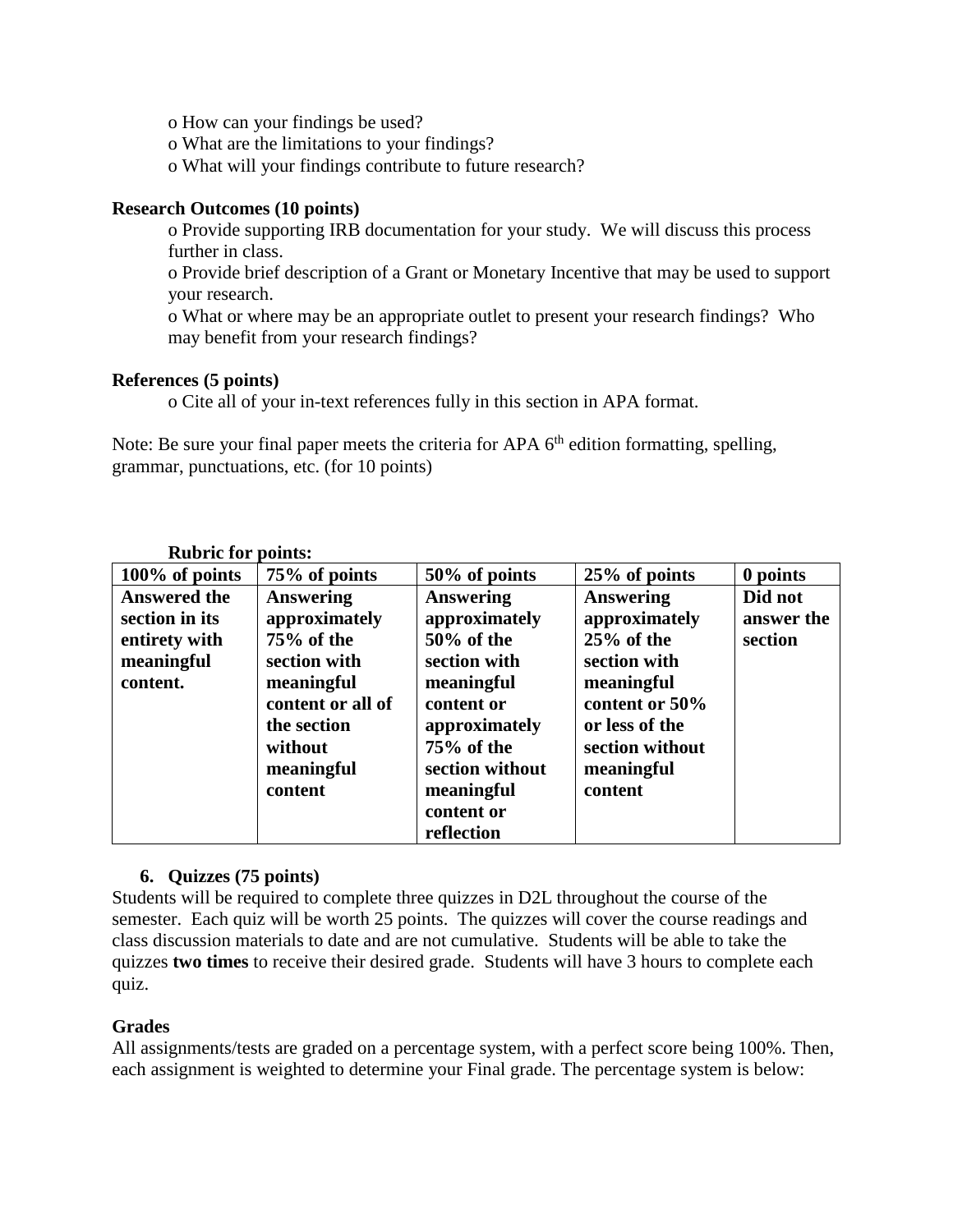- o How can your findings be used?
- o What are the limitations to your findings?
- o What will your findings contribute to future research?

**Research Outcomes (10 points)**

- o Provide supporting IRB documentation for your study. We will discuss this process further in class.
- o Provide brief description of a Grant or Monetary Incentive that may be used to support your research.
- o What or where may be an appropriate outlet to present your research findings? Who may benefit from your research findings?

**References (5 points)**

- o Cite all of your in-text references fully in this section in APA format.

Note: Be sure your final paper meets the criteria for APA 6th edition formatting, spelling, grammar, punctuations, etc. (for 10 points)

**Rubric for points:**

| 100% of points | 75% of points | 50% of points | 25% of points | 0 points |
|---|---|---|---|---|
| **Answered the section in its entirety with meaningful content.** | **Answering approximately 75% of the section with meaningful content or all of the section without meaningful content** | **Answering approximately 50% of the section with meaningful content or approximately 75% of the section without meaningful content or reflection** | **Answering approximately 25% of the section with meaningful content or 50% or less of the section without meaningful content** | **Did not answer the section** |

6. **Quizzes (75 points)**

Students will be required to complete three quizzes in D2L throughout the course of the semester. Each quiz will be worth 25 points. The quizzes will cover the course readings and class discussion materials to date and are not cumulative. Students will be able to take the quizzes **two times** to receive their desired grade. Students will have 3 hours to complete each quiz.

**Grades**

All assignments/tests are graded on a percentage system, with a perfect score being 100%. Then, each assignment is weighted to determine your Final grade. The percentage system is below: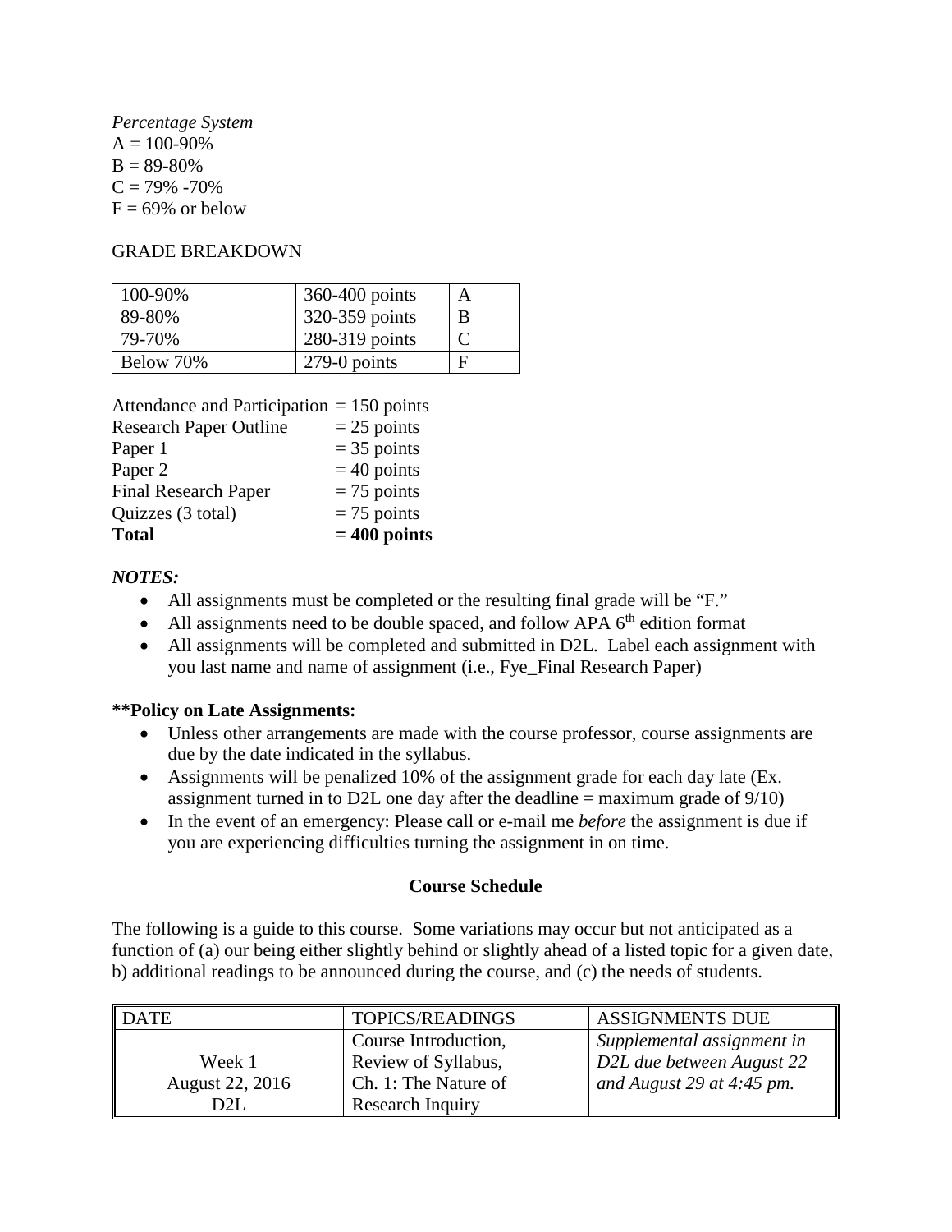*Percentage System*
A = 100-90%
B = 89-80%
C = 79% -70%
F = 69% or below

GRADE BREAKDOWN

| | | |
|---|---|---|
| 100-90% | 360-400 points | A |
| 89-80% | 320-359 points | B |
| 79-70% | 280-319 points | C |
| Below 70% | 279-0 points | F |

| | |
|---|---|
| Attendance and Participation | = 150 points |
| Research Paper Outline | = 25 points |
| Paper 1 | = 35 points |
| Paper 2 | = 40 points |
| Final Research Paper | = 75 points |
| Quizzes (3 total) | = 75 points |
| **Total** | **= 400 points** |

***NOTES:***

- All assignments must be completed or the resulting final grade will be "F."
- All assignments need to be double spaced, and follow APA 6th edition format
- All assignments will be completed and submitted in D2L. Label each assignment with you last name and name of assignment (i.e., Fye_Final Research Paper)

**\*\*Policy on Late Assignments:**

- Unless other arrangements are made with the course professor, course assignments are due by the date indicated in the syllabus.
- Assignments will be penalized 10% of the assignment grade for each day late (Ex. assignment turned in to D2L one day after the deadline = maximum grade of 9/10)
- In the event of an emergency: Please call or e-mail me *before* the assignment is due if you are experiencing difficulties turning the assignment in on time.

**Course Schedule**

The following is a guide to this course. Some variations may occur but not anticipated as a function of (a) our being either slightly behind or slightly ahead of a listed topic for a given date, b) additional readings to be announced during the course, and (c) the needs of students.

| DATE | TOPICS/READINGS | ASSIGNMENTS DUE |
|---|---|---|
| Week 1<br>August 22, 2016<br>D2L | Course Introduction, Review of Syllabus, Ch. 1: The Nature of Research Inquiry | *Supplemental assignment in D2L due between August 22 and August 29 at 4:45 pm.* |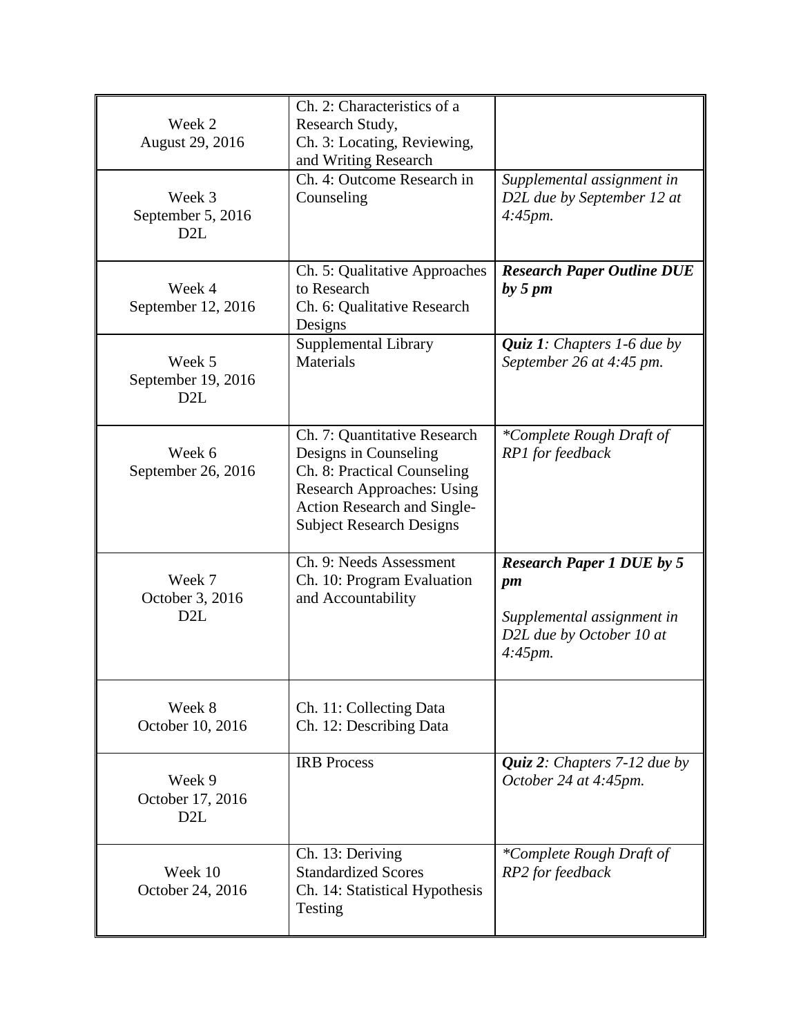| Week 2<br>August 29, 2016 | Ch. 2: Characteristics of a Research Study,<br>Ch. 3: Locating, Reviewing, and Writing Research | |
|---|---|---|
| Week 3<br>September 5, 2016<br>D2L | Ch. 4: Outcome Research in Counseling | *Supplemental assignment in D2L due by September 12 at 4:45pm.* |
| Week 4<br>September 12, 2016 | Ch. 5: Qualitative Approaches to Research<br>Ch. 6: Qualitative Research Designs | ***Research Paper Outline DUE by 5 pm*** |
| Week 5<br>September 19, 2016<br>D2L | Supplemental Library Materials | ***Quiz 1****: Chapters 1-6 due by September 26 at 4:45 pm.* |
| Week 6<br>September 26, 2016 | Ch. 7: Quantitative Research Designs in Counseling<br>Ch. 8: Practical Counseling Research Approaches: Using Action Research and Single-Subject Research Designs | **Complete Rough Draft of RP1 for feedback* |
| Week 7<br>October 3, 2016<br>D2L | Ch. 9: Needs Assessment<br>Ch. 10: Program Evaluation and Accountability | ***Research Paper 1 DUE by 5 pm***<br><br>*Supplemental assignment in D2L due by October 10 at 4:45pm.* |
| Week 8<br>October 10, 2016 | Ch. 11: Collecting Data<br>Ch. 12: Describing Data | |
| Week 9<br>October 17, 2016<br>D2L | IRB Process | ***Quiz 2****: Chapters 7-12 due by October 24 at 4:45pm.* |
| Week 10<br>October 24, 2016 | Ch. 13: Deriving Standardized Scores<br>Ch. 14: Statistical Hypothesis Testing | **Complete Rough Draft of RP2 for feedback* |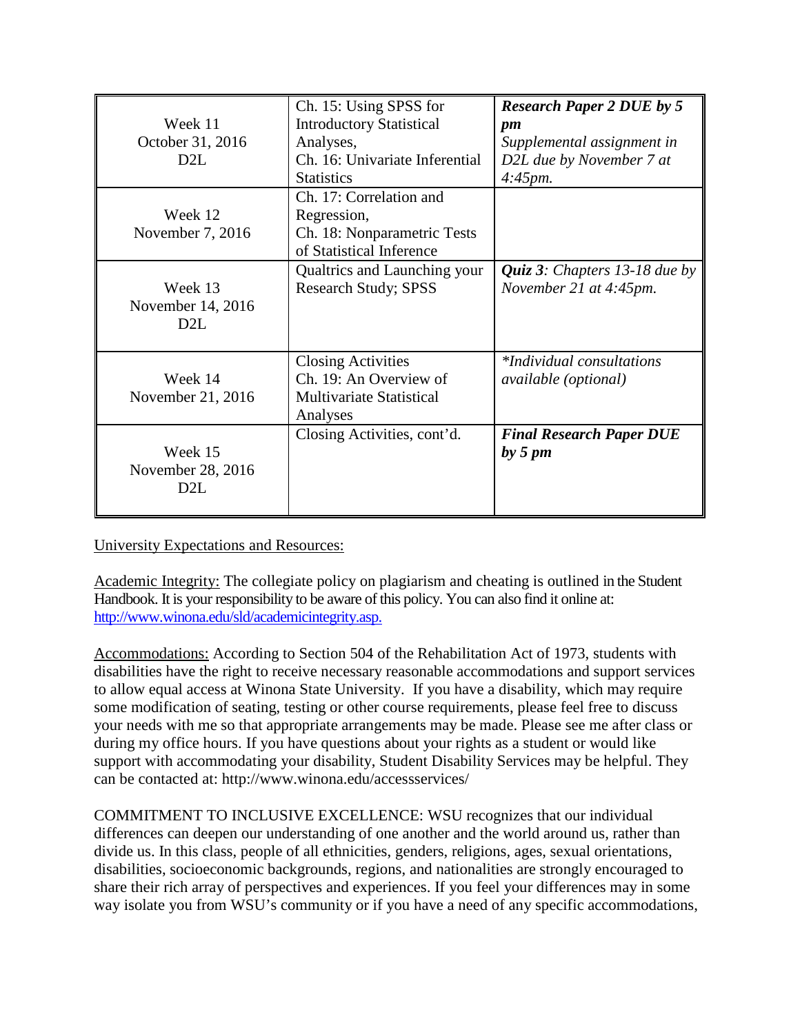| | | |
|---|---|---|
| Week 11<br>October 31, 2016<br>D2L | Ch. 15: Using SPSS for Introductory Statistical Analyses,<br>Ch. 16: Univariate Inferential Statistics | ***Research Paper 2 DUE by 5 pm***<br>*Supplemental assignment in D2L due by November 7 at 4:45pm.* |
| Week 12<br>November 7, 2016 | Ch. 17: Correlation and Regression,<br>Ch. 18: Nonparametric Tests of Statistical Inference | |
| Week 13<br>November 14, 2016<br>D2L | Qualtrics and Launching your Research Study; SPSS | ***Quiz 3****: Chapters 13-18 due by November 21 at 4:45pm.* |
| Week 14<br>November 21, 2016 | Closing Activities<br>Ch. 19: An Overview of Multivariate Statistical Analyses | **Individual consultations available (optional)* |
| Week 15<br>November 28, 2016<br>D2L | Closing Activities, cont'd. | ***Final Research Paper DUE by 5 pm*** |

University Expectations and Resources:

Academic Integrity: The collegiate policy on plagiarism and cheating is outlined in the Student Handbook. It is your responsibility to be aware of this policy. You can also find it online at: http://www.winona.edu/sld/academicintegrity.asp.

Accommodations: According to Section 504 of the Rehabilitation Act of 1973, students with disabilities have the right to receive necessary reasonable accommodations and support services to allow equal access at Winona State University. If you have a disability, which may require some modification of seating, testing or other course requirements, please feel free to discuss your needs with me so that appropriate arrangements may be made. Please see me after class or during my office hours. If you have questions about your rights as a student or would like support with accommodating your disability, Student Disability Services may be helpful. They can be contacted at: http://www.winona.edu/accessservices/

COMMITMENT TO INCLUSIVE EXCELLENCE: WSU recognizes that our individual differences can deepen our understanding of one another and the world around us, rather than divide us. In this class, people of all ethnicities, genders, religions, ages, sexual orientations, disabilities, socioeconomic backgrounds, regions, and nationalities are strongly encouraged to share their rich array of perspectives and experiences. If you feel your differences may in some way isolate you from WSU's community or if you have a need of any specific accommodations,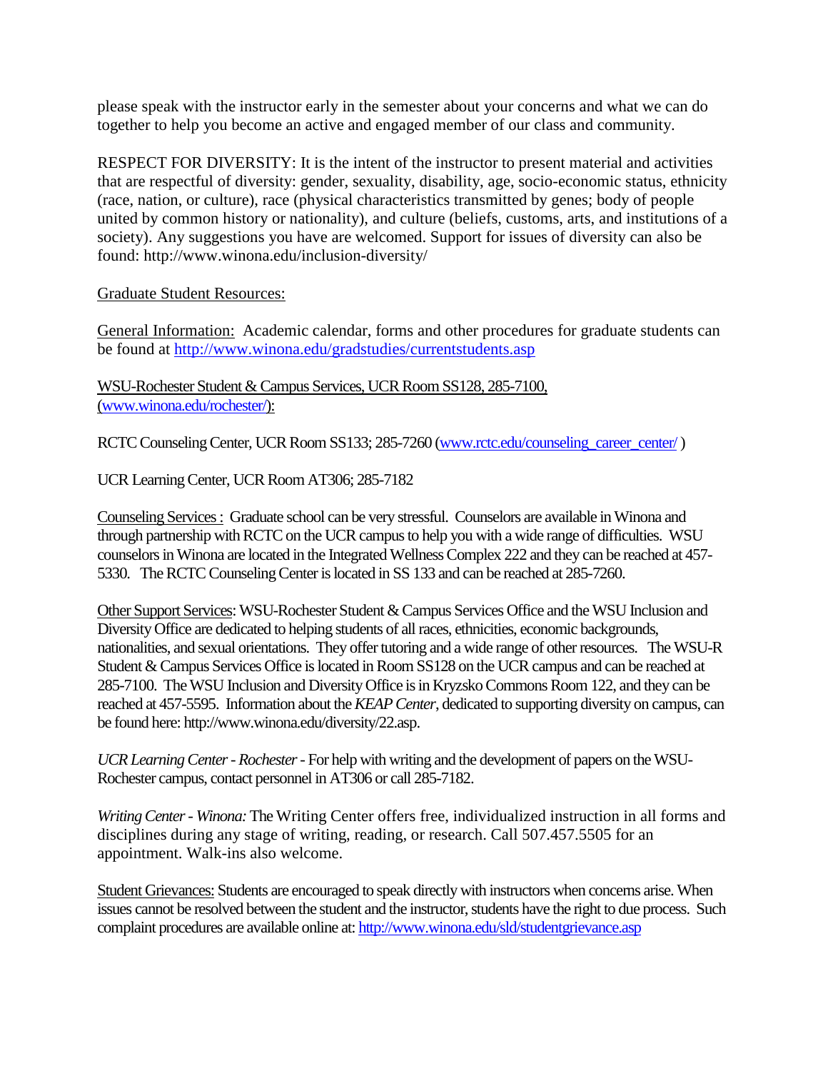please speak with the instructor early in the semester about your concerns and what we can do together to help you become an active and engaged member of our class and community.

RESPECT FOR DIVERSITY: It is the intent of the instructor to present material and activities that are respectful of diversity: gender, sexuality, disability, age, socio-economic status, ethnicity (race, nation, or culture), race (physical characteristics transmitted by genes; body of people united by common history or nationality), and culture (beliefs, customs, arts, and institutions of a society). Any suggestions you have are welcomed. Support for issues of diversity can also be found: http://www.winona.edu/inclusion-diversity/

Graduate Student Resources:

General Information: Academic calendar, forms and other procedures for graduate students can be found at http://www.winona.edu/gradstudies/currentstudents.asp

WSU-Rochester Student & Campus Services, UCR Room SS128, 285-7100, (www.winona.edu/rochester/):

RCTC Counseling Center, UCR Room SS133; 285-7260 (www.rctc.edu/counseling_career_center/ )

UCR Learning Center, UCR Room AT306; 285-7182

Counseling Services : Graduate school can be very stressful. Counselors are available in Winona and through partnership with RCTC on the UCR campus to help you with a wide range of difficulties. WSU counselors in Winona are located in the Integrated Wellness Complex 222 and they can be reached at 457-5330. The RCTC Counseling Center is located in SS 133 and can be reached at 285-7260.

Other Support Services: WSU-Rochester Student & Campus Services Office and the WSU Inclusion and Diversity Office are dedicated to helping students of all races, ethnicities, economic backgrounds, nationalities, and sexual orientations. They offer tutoring and a wide range of other resources. The WSU-R Student & Campus Services Office is located in Room SS128 on the UCR campus and can be reached at 285-7100. The WSU Inclusion and Diversity Office is in Kryzsko Commons Room 122, and they can be reached at 457-5595. Information about the *KEAP Center*, dedicated to supporting diversity on campus, can be found here: http://www.winona.edu/diversity/22.asp.

*UCR Learning Center - Rochester* - For help with writing and the development of papers on the WSU-Rochester campus, contact personnel in AT306 or call 285-7182.

*Writing Center - Winona:* The Writing Center offers free, individualized instruction in all forms and disciplines during any stage of writing, reading, or research. Call 507.457.5505 for an appointment. Walk-ins also welcome.

Student Grievances: Students are encouraged to speak directly with instructors when concerns arise. When issues cannot be resolved between the student and the instructor, students have the right to due process. Such complaint procedures are available online at: http://www.winona.edu/sld/studentgrievance.asp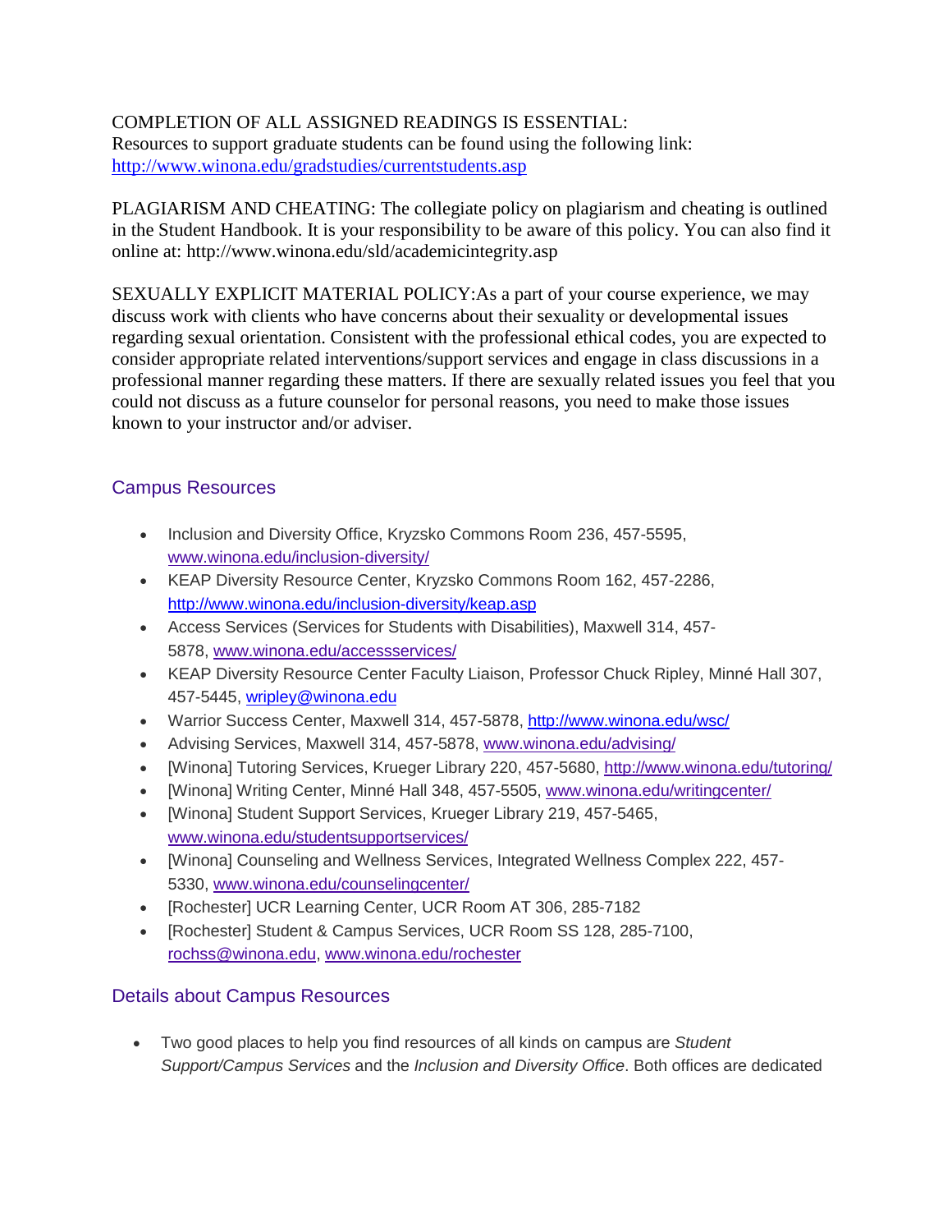COMPLETION OF ALL ASSIGNED READINGS IS ESSENTIAL:
Resources to support graduate students can be found using the following link: http://www.winona.edu/gradstudies/currentstudents.asp

PLAGIARISM AND CHEATING: The collegiate policy on plagiarism and cheating is outlined in the Student Handbook. It is your responsibility to be aware of this policy. You can also find it online at: http://www.winona.edu/sld/academicintegrity.asp

SEXUALLY EXPLICIT MATERIAL POLICY:As a part of your course experience, we may discuss work with clients who have concerns about their sexuality or developmental issues regarding sexual orientation. Consistent with the professional ethical codes, you are expected to consider appropriate related interventions/support services and engage in class discussions in a professional manner regarding these matters. If there are sexually related issues you feel that you could not discuss as a future counselor for personal reasons, you need to make those issues known to your instructor and/or adviser.

## Campus Resources

- Inclusion and Diversity Office, Kryzsko Commons Room 236, 457-5595, www.winona.edu/inclusion-diversity/
- KEAP Diversity Resource Center, Kryzsko Commons Room 162, 457-2286, http://www.winona.edu/inclusion-diversity/keap.asp
- Access Services (Services for Students with Disabilities), Maxwell 314, 457-5878, www.winona.edu/accessservices/
- KEAP Diversity Resource Center Faculty Liaison, Professor Chuck Ripley, Minné Hall 307, 457-5445, wripley@winona.edu
- Warrior Success Center, Maxwell 314, 457-5878, http://www.winona.edu/wsc/
- Advising Services, Maxwell 314, 457-5878, www.winona.edu/advising/
- [Winona] Tutoring Services, Krueger Library 220, 457-5680, http://www.winona.edu/tutoring/
- [Winona] Writing Center, Minné Hall 348, 457-5505, www.winona.edu/writingcenter/
- [Winona] Student Support Services, Krueger Library 219, 457-5465, www.winona.edu/studentsupportservices/
- [Winona] Counseling and Wellness Services, Integrated Wellness Complex 222, 457-5330, www.winona.edu/counselingcenter/
- [Rochester] UCR Learning Center, UCR Room AT 306, 285-7182
- [Rochester] Student & Campus Services, UCR Room SS 128, 285-7100, rochss@winona.edu, www.winona.edu/rochester

## Details about Campus Resources

- Two good places to help you find resources of all kinds on campus are *Student Support/Campus Services* and the *Inclusion and Diversity Office*. Both offices are dedicated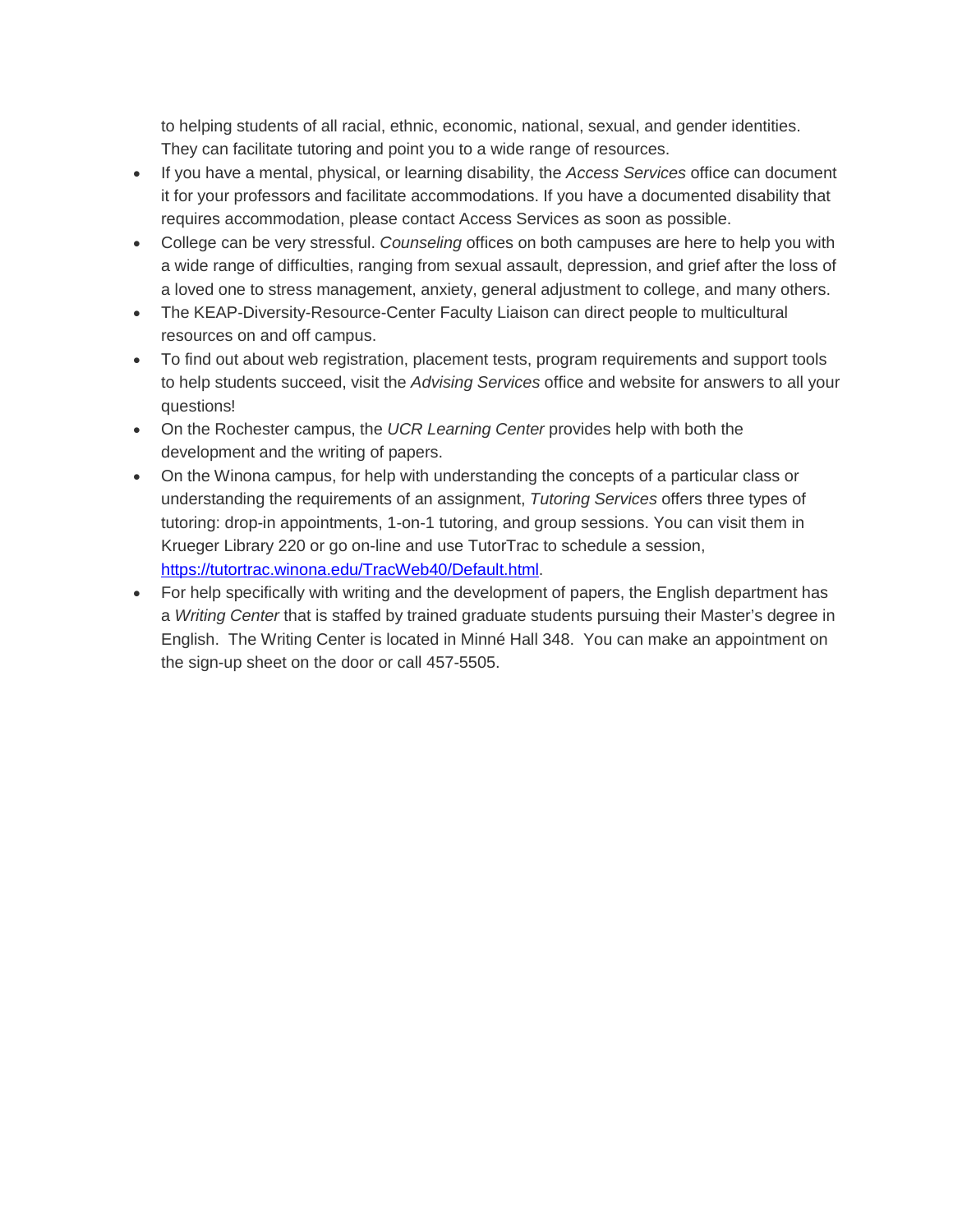to helping students of all racial, ethnic, economic, national, sexual, and gender identities. They can facilitate tutoring and point you to a wide range of resources.

- If you have a mental, physical, or learning disability, the *Access Services* office can document it for your professors and facilitate accommodations. If you have a documented disability that requires accommodation, please contact Access Services as soon as possible.
- College can be very stressful. *Counseling* offices on both campuses are here to help you with a wide range of difficulties, ranging from sexual assault, depression, and grief after the loss of a loved one to stress management, anxiety, general adjustment to college, and many others.
- The KEAP-Diversity-Resource-Center Faculty Liaison can direct people to multicultural resources on and off campus.
- To find out about web registration, placement tests, program requirements and support tools to help students succeed, visit the *Advising Services* office and website for answers to all your questions!
- On the Rochester campus, the *UCR Learning Center* provides help with both the development and the writing of papers.
- On the Winona campus, for help with understanding the concepts of a particular class or understanding the requirements of an assignment, *Tutoring Services* offers three types of tutoring: drop-in appointments, 1-on-1 tutoring, and group sessions. You can visit them in Krueger Library 220 or go on-line and use TutorTrac to schedule a session, [https://tutortrac.winona.edu/TracWeb40/Default.html](https://tutortrac.winona.edu/TracWeb40/Default.html).
- For help specifically with writing and the development of papers, the English department has a *Writing Center* that is staffed by trained graduate students pursuing their Master's degree in English. The Writing Center is located in Minné Hall 348. You can make an appointment on the sign-up sheet on the door or call 457-5505.